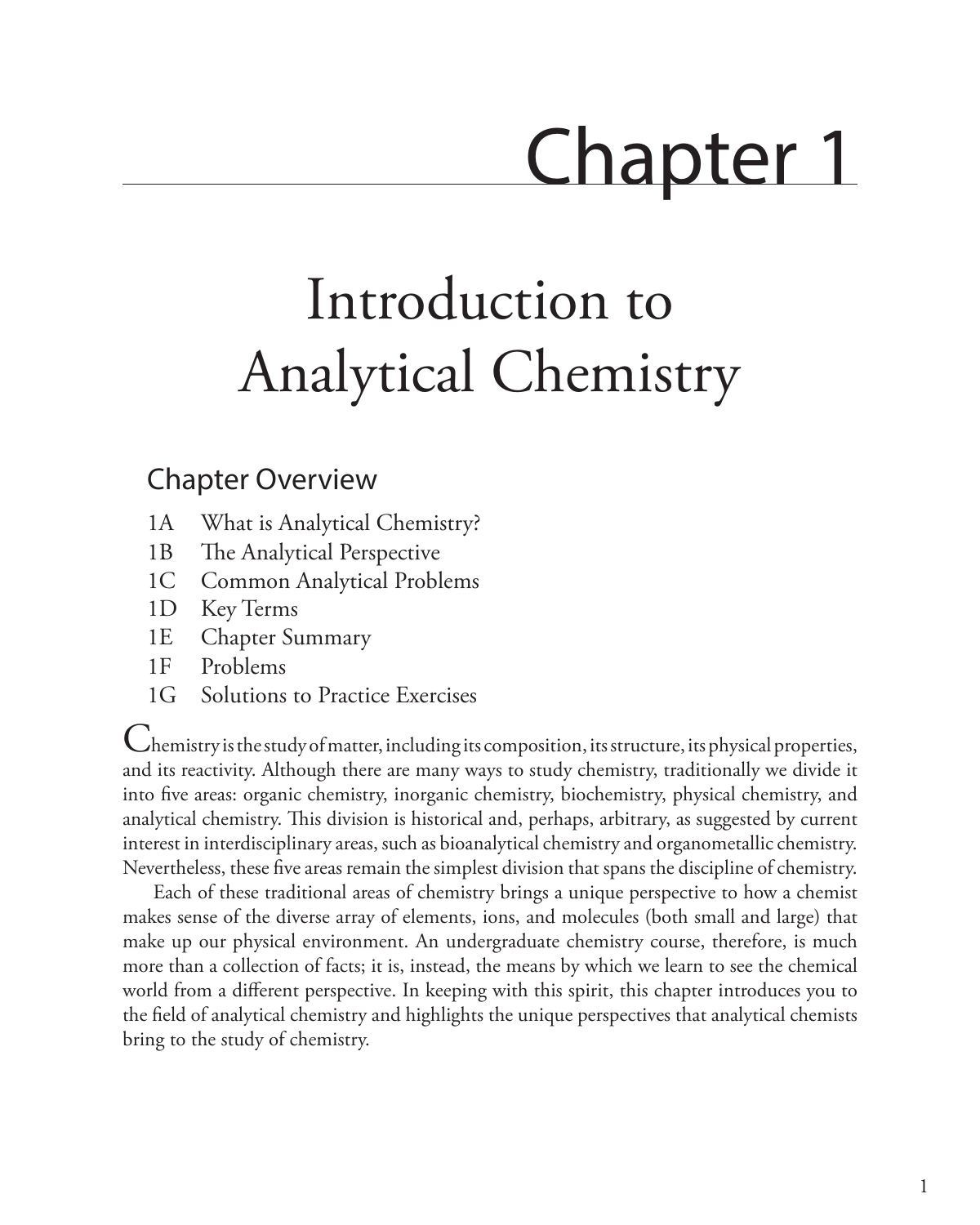# Chapter 1

# Introduction to Analytical Chemistry

## Chapter Overview

- 1A What is Analytical Chemistry?
- 1B The Analytical Perspective
- 1C Common Analytical Problems
- 1D Key Terms
- 1E Chapter Summary
- 1F Problems
- 1G Solutions to Practice Exercises

Chemistry is the study of matter, including its composition, its structure, its physical properties, and its reactivity. Although there are many ways to study chemistry, traditionally we divide it into five areas: organic chemistry, inorganic chemistry, biochemistry, physical chemistry, and analytical chemistry. This division is historical and, perhaps, arbitrary, as suggested by current interest in interdisciplinary areas, such as bioanalytical chemistry and organometallic chemistry. Nevertheless, these five areas remain the simplest division that spans the discipline of chemistry.

Each of these traditional areas of chemistry brings a unique perspective to how a chemist makes sense of the diverse array of elements, ions, and molecules (both small and large) that make up our physical environment. An undergraduate chemistry course, therefore, is much more than a collection of facts; it is, instead, the means by which we learn to see the chemical world from a different perspective. In keeping with this spirit, this chapter introduces you to the field of analytical chemistry and highlights the unique perspectives that analytical chemists bring to the study of chemistry.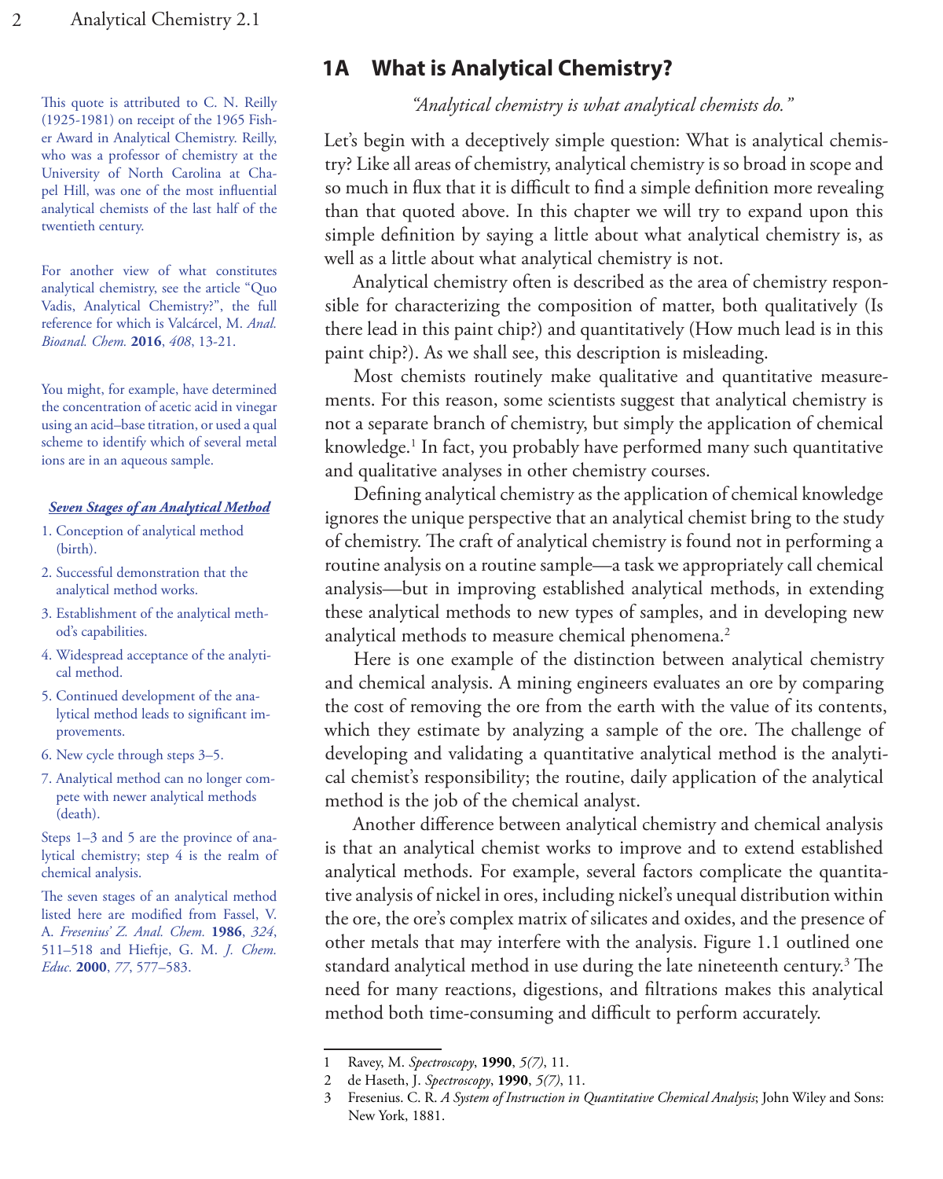## 1A What is Analytical Chemistry?

*"Analytical chemistry is what analytical chemists do."*

This quote is attributed to C. N. Reilly (1925-1981) on receipt of the 1965 Fisher Award in Analytical Chemistry. Reilly, who was a professor of chemistry at the University of North Carolina at Chapel Hill, was one of the most influential analytical chemists of the last half of the twentieth century.

Let's begin with a deceptively simple question: What is analytical chemistry? Like all areas of chemistry, analytical chemistry is so broad in scope and so much in flux that it is difficult to find a simple definition more revealing than that quoted above. In this chapter we will try to expand upon this simple definition by saying a little about what analytical chemistry is, as well as a little about what analytical chemistry is not.

For another view of what constitutes analytical chemistry, see the article "Quo Vadis, Analytical Chemistry?", the full reference for which is Valcárcel, M. *Anal. Bioanal. Chem.* **2016**, *408*, 13-21.

Analytical chemistry often is described as the area of chemistry responsible for characterizing the composition of matter, both qualitatively (Is there lead in this paint chip?) and quantitatively (How much lead is in this paint chip?). As we shall see, this description is misleading.

Most chemists routinely make qualitative and quantitative measurements. For this reason, some scientists suggest that analytical chemistry is not a separate branch of chemistry, but simply the application of chemical knowledge.[1] In fact, you probably have performed many such quantitative and qualitative analyses in other chemistry courses.

You might, for example, have determined the concentration of acetic acid in vinegar using an acid–base titration, or used a qual scheme to identify which of several metal ions are in an aqueous sample.

Defining analytical chemistry as the application of chemical knowledge ignores the unique perspective that an analytical chemist bring to the study of chemistry. The craft of analytical chemistry is found not in performing a routine analysis on a routine sample—a task we appropriately call chemical analysis—but in improving established analytical methods, in extending these analytical methods to new types of samples, and in developing new analytical methods to measure chemical phenomena.[2]

**Seven Stages of an Analytical Method**

1. Conception of analytical method (birth).
2. Successful demonstration that the analytical method works.
3. Establishment of the analytical method's capabilities.
4. Widespread acceptance of the analytical method.
5. Continued development of the analytical method leads to significant improvements.
6. New cycle through steps 3–5.
7. Analytical method can no longer compete with newer analytical methods (death).

Steps 1–3 and 5 are the province of analytical chemistry; step 4 is the realm of chemical analysis.

The seven stages of an analytical method listed here are modified from Fassel, V. A. *Fresenius' Z. Anal. Chem.* **1986**, *324*, 511–518 and Hieftje, G. M. *J. Chem. Educ.* **2000**, *77*, 577–583.

Here is one example of the distinction between analytical chemistry and chemical analysis. A mining engineers evaluates an ore by comparing the cost of removing the ore from the earth with the value of its contents, which they estimate by analyzing a sample of the ore. The challenge of developing and validating a quantitative analytical method is the analytical chemist's responsibility; the routine, daily application of the analytical method is the job of the chemical analyst.

Another difference between analytical chemistry and chemical analysis is that an analytical chemist works to improve and to extend established analytical methods. For example, several factors complicate the quantitative analysis of nickel in ores, including nickel's unequal distribution within the ore, the ore's complex matrix of silicates and oxides, and the presence of other metals that may interfere with the analysis. Figure 1.1 outlined one standard analytical method in use during the late nineteenth century.[3] The need for many reactions, digestions, and filtrations makes this analytical method both time-consuming and difficult to perform accurately.

---

1. Ravey, M. *Spectroscopy*, **1990**, *5(7)*, 11.
2. de Haseth, J. *Spectroscopy*, **1990**, *5(7)*, 11.
3. Fresenius. C. R. *A System of Instruction in Quantitative Chemical Analysis*; John Wiley and Sons: New York, 1881.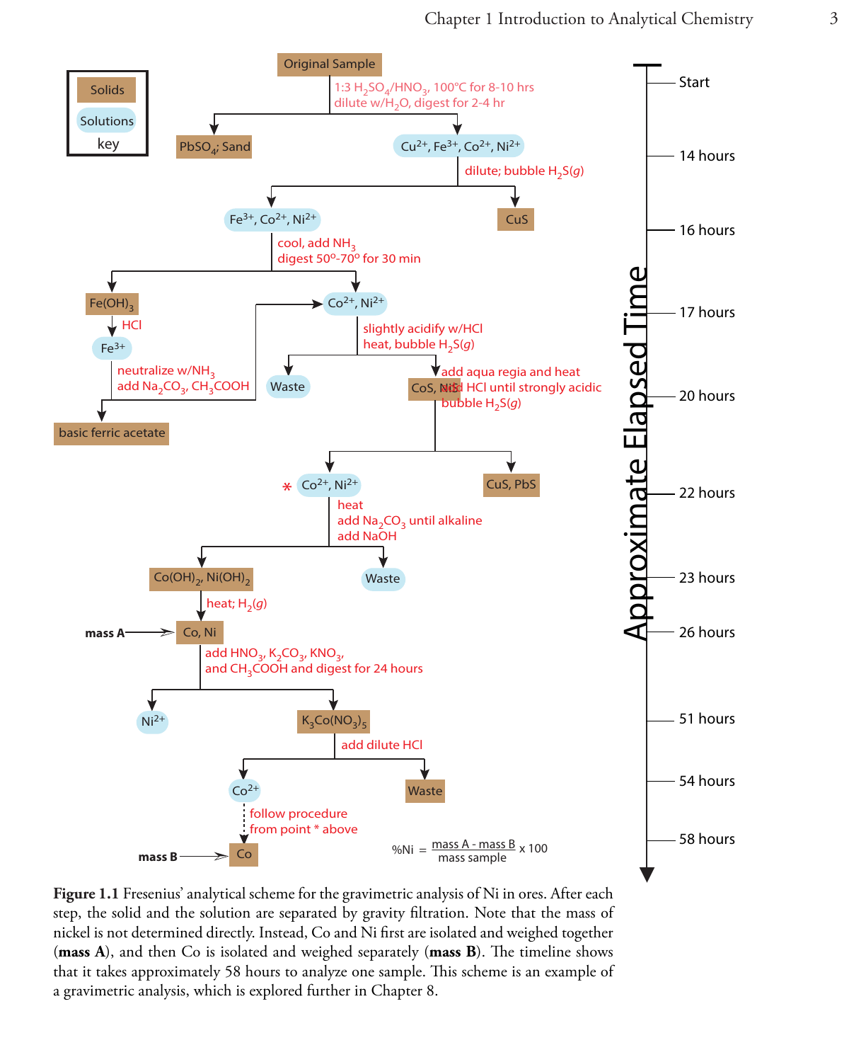**Figure 1.1** Fresenius' analytical scheme for the gravimetric analysis of Ni in ores. After each step, the solid and the solution are separated by gravity filtration. Note that the mass of nickel is not determined directly. Instead, Co and Ni first are isolated and weighed together (**mass A**), and then Co is isolated and weighed separately (**mass B**). The timeline shows that it takes approximately 58 hours to analyze one sample. This scheme is an example of a gravimetric analysis, which is explored further in Chapter 8.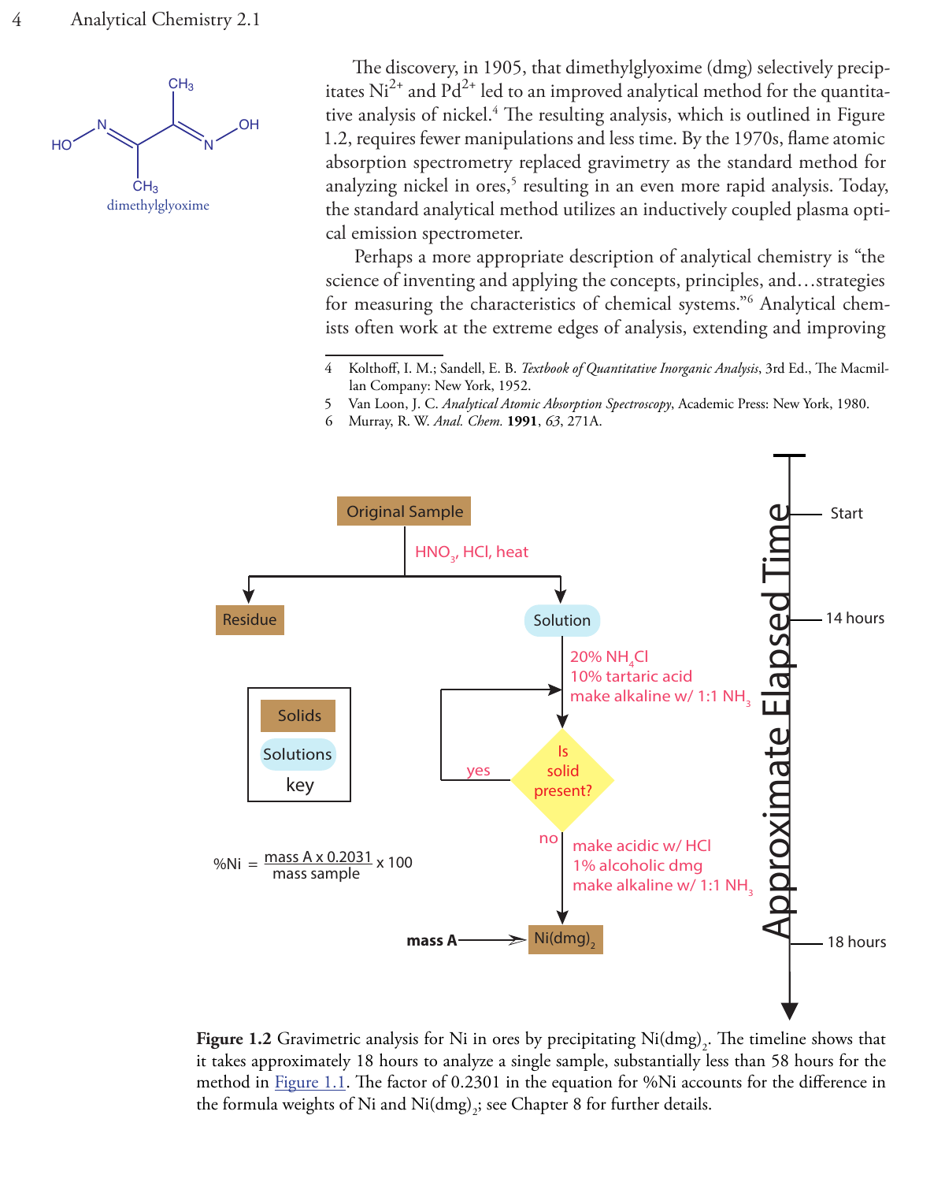dimethylglyoxime

The discovery, in 1905, that dimethylglyoxime (dmg) selectively precipitates $Ni^{2+}$ and $Pd^{2+}$ led to an improved analytical method for the quantitative analysis of nickel.[4] The resulting analysis, which is outlined in Figure 1.2, requires fewer manipulations and less time. By the 1970s, flame atomic absorption spectrometry replaced gravimetry as the standard method for analyzing nickel in ores,[5] resulting in an even more rapid analysis. Today, the standard analytical method utilizes an inductively coupled plasma optical emission spectrometer.

Perhaps a more appropriate description of analytical chemistry is "the science of inventing and applying the concepts, principles, and…strategies for measuring the characteristics of chemical systems."[6] Analytical chemists often work at the extreme edges of analysis, extending and improving

---

4 Kolthoff, I. M.; Sandell, E. B. *Textbook of Quantitative Inorganic Analysis*, 3rd Ed., The Macmillan Company: New York, 1952.

5 Van Loon, J. C. *Analytical Atomic Absorption Spectroscopy*, Academic Press: New York, 1980.

6 Murray, R. W. *Anal. Chem.* **1991**, *63*, 271A.

---

Original Sample → $HNO_3$, HCl, heat → Residue; Solution

Solution → 20% $NH_4Cl$, 10% tartaric acid, make alkaline w/ 1:1 $NH_3$ → Is solid present? (yes: repeat; no: make acidic w/ HCl, 1% alcoholic dmg, make alkaline w/ 1:1 $NH_3$) → $Ni(dmg)_2$ ← mass A

key: Solids, Solutions

$$\%Ni = \frac{\text{mass A} \times 0.2031}{\text{mass sample}} \times 100$$

Approximate Elapsed Time: Start, 14 hours, 18 hours

**Figure 1.2** Gravimetric analysis for Ni in ores by precipitating $Ni(dmg)_2$. The timeline shows that it takes approximately 18 hours to analyze a single sample, substantially less than 58 hours for the method in Figure 1.1. The factor of 0.2301 in the equation for %Ni accounts for the difference in the formula weights of Ni and $Ni(dmg)_2$; see Chapter 8 for further details.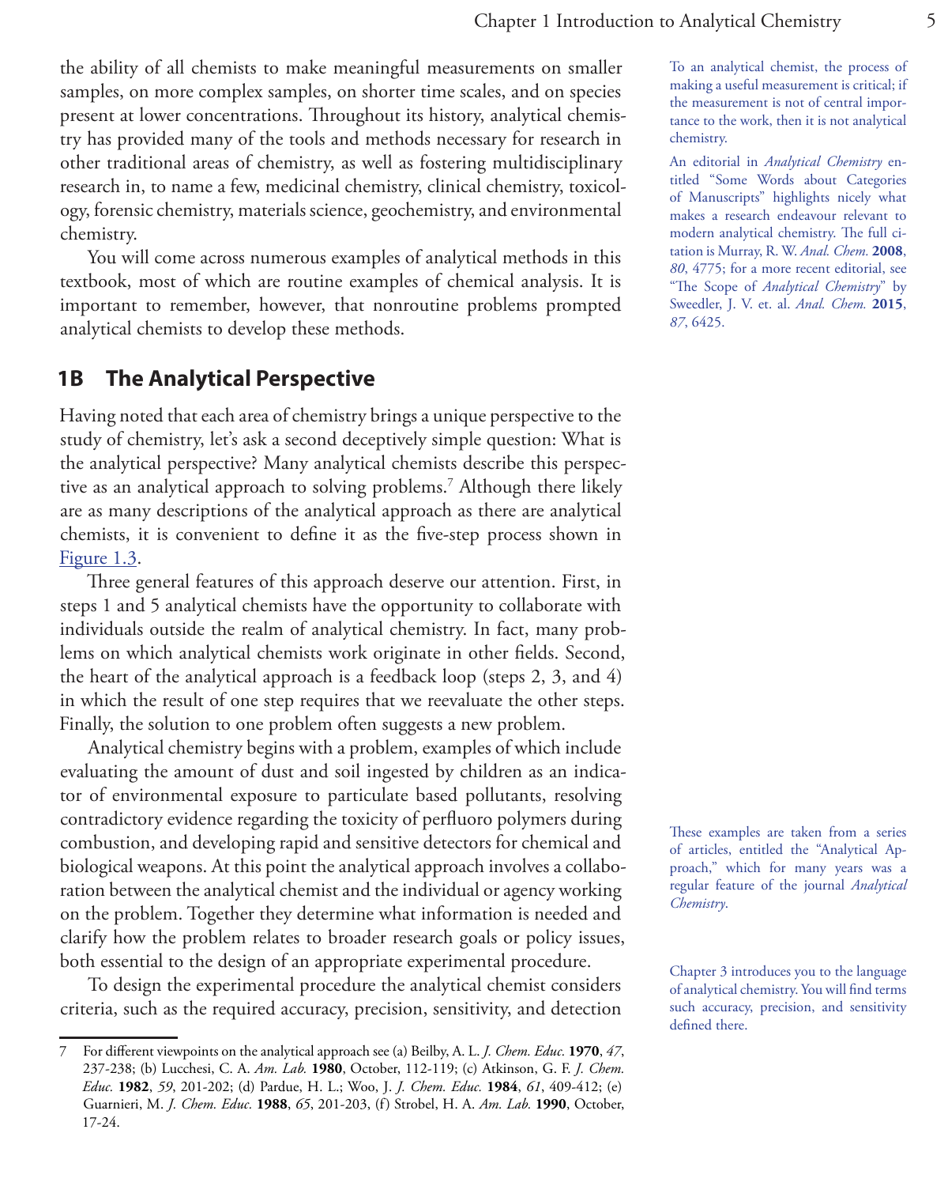the ability of all chemists to make meaningful measurements on smaller samples, on more complex samples, on shorter time scales, and on species present at lower concentrations. Throughout its history, analytical chemistry has provided many of the tools and methods necessary for research in other traditional areas of chemistry, as well as fostering multidisciplinary research in, to name a few, medicinal chemistry, clinical chemistry, toxicology, forensic chemistry, materials science, geochemistry, and environmental chemistry.

To an analytical chemist, the process of making a useful measurement is critical; if the measurement is not of central importance to the work, then it is not analytical chemistry.

An editorial in *Analytical Chemistry* entitled "Some Words about Categories of Manuscripts" highlights nicely what makes a research endeavour relevant to modern analytical chemistry. The full citation is Murray, R. W. *Anal. Chem.* **2008**, *80*, 4775; for a more recent editorial, see "The Scope of *Analytical Chemistry*" by Sweedler, J. V. et. al. *Anal. Chem.* **2015**, *87*, 6425.

You will come across numerous examples of analytical methods in this textbook, most of which are routine examples of chemical analysis. It is important to remember, however, that nonroutine problems prompted analytical chemists to develop these methods.

## 1B The Analytical Perspective

Having noted that each area of chemistry brings a unique perspective to the study of chemistry, let's ask a second deceptively simple question: What is the analytical perspective? Many analytical chemists describe this perspective as an analytical approach to solving problems.[7] Although there likely are as many descriptions of the analytical approach as there are analytical chemists, it is convenient to define it as the five-step process shown in Figure 1.3.

Three general features of this approach deserve our attention. First, in steps 1 and 5 analytical chemists have the opportunity to collaborate with individuals outside the realm of analytical chemistry. In fact, many problems on which analytical chemists work originate in other fields. Second, the heart of the analytical approach is a feedback loop (steps 2, 3, and 4) in which the result of one step requires that we reevaluate the other steps. Finally, the solution to one problem often suggests a new problem.

Analytical chemistry begins with a problem, examples of which include evaluating the amount of dust and soil ingested by children as an indicator of environmental exposure to particulate based pollutants, resolving contradictory evidence regarding the toxicity of perfluoro polymers during combustion, and developing rapid and sensitive detectors for chemical and biological weapons. At this point the analytical approach involves a collaboration between the analytical chemist and the individual or agency working on the problem. Together they determine what information is needed and clarify how the problem relates to broader research goals or policy issues, both essential to the design of an appropriate experimental procedure.

These examples are taken from a series of articles, entitled the "Analytical Approach," which for many years was a regular feature of the journal *Analytical Chemistry*.

To design the experimental procedure the analytical chemist considers criteria, such as the required accuracy, precision, sensitivity, and detection

Chapter 3 introduces you to the language of analytical chemistry. You will find terms such accuracy, precision, and sensitivity defined there.

7 For different viewpoints on the analytical approach see (a) Beilby, A. L. *J. Chem. Educ.* **1970**, *47*, 237-238; (b) Lucchesi, C. A. *Am. Lab.* **1980**, October, 112-119; (c) Atkinson, G. F. *J. Chem. Educ.* **1982**, *59*, 201-202; (d) Pardue, H. L.; Woo, J. *J. Chem. Educ.* **1984**, *61*, 409-412; (e) Guarnieri, M. *J. Chem. Educ.* **1988**, *65*, 201-203, (f) Strobel, H. A. *Am. Lab.* **1990**, October, 17-24.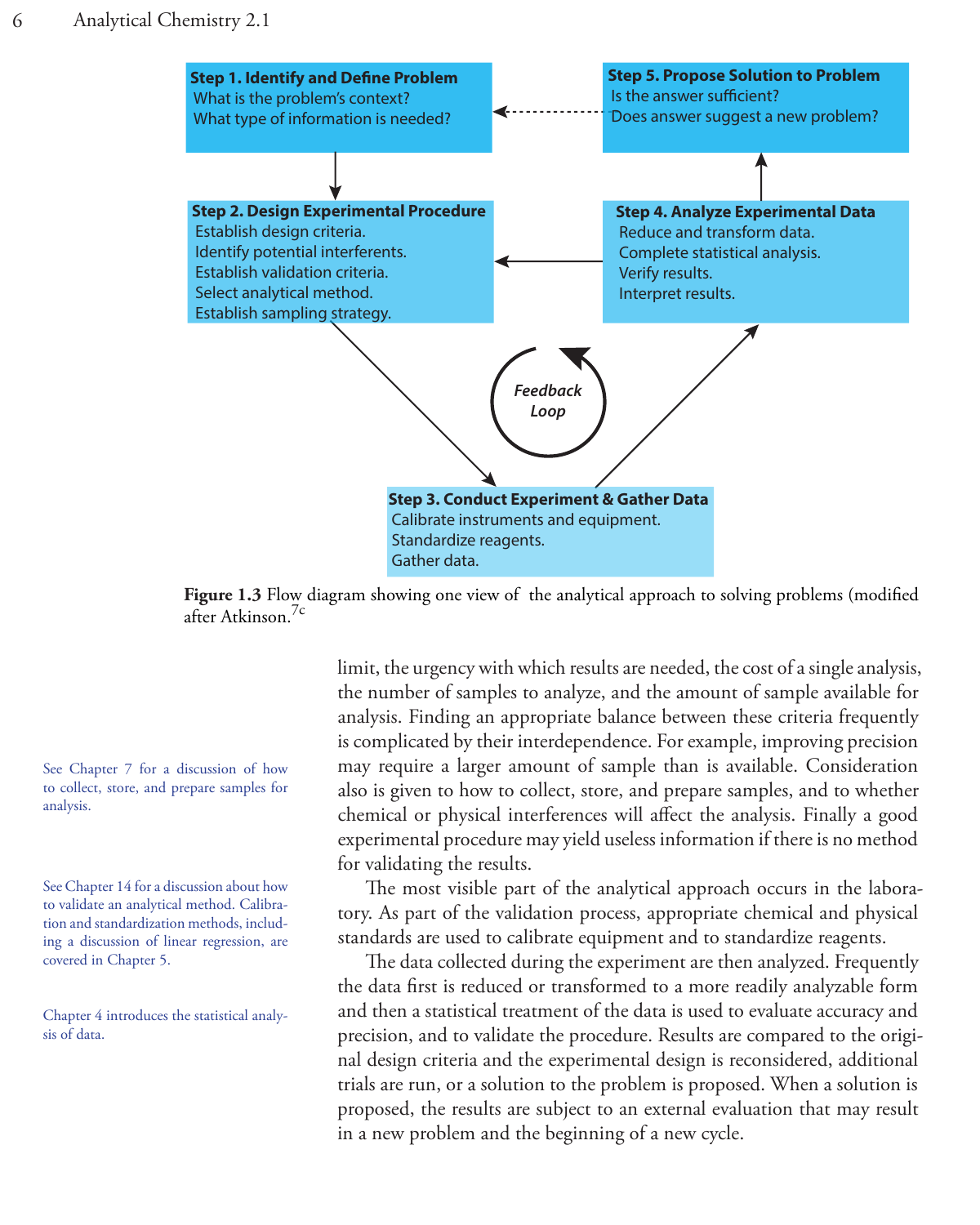**Step 1. Identify and Define Problem**
What is the problem's context?
What type of information is needed?

**Step 2. Design Experimental Procedure**
Establish design criteria.
Identify potential interferents.
Establish validation criteria.
Select analytical method.
Establish sampling strategy.

**Step 3. Conduct Experiment & Gather Data**
Calibrate instruments and equipment.
Standardize reagents.
Gather data.

**Step 4. Analyze Experimental Data**
Reduce and transform data.
Complete statistical analysis.
Verify results.
Interpret results.

**Step 5. Propose Solution to Problem**
Is the answer sufficient?
Does answer suggest a new problem?

*Feedback Loop*

**Figure 1.3** Flow diagram showing one view of the analytical approach to solving problems (modified after Atkinson.[7c]

limit, the urgency with which results are needed, the cost of a single analysis, the number of samples to analyze, and the amount of sample available for analysis. Finding an appropriate balance between these criteria frequently is complicated by their interdependence. For example, improving precision may require a larger amount of sample than is available. Consideration also is given to how to collect, store, and prepare samples, and to whether chemical or physical interferences will affect the analysis. Finally a good experimental procedure may yield useless information if there is no method for validating the results.

See Chapter 7 for a discussion of how to collect, store, and prepare samples for analysis.

See Chapter 14 for a discussion about how to validate an analytical method. Calibration and standardization methods, including a discussion of linear regression, are covered in Chapter 5.

The most visible part of the analytical approach occurs in the laboratory. As part of the validation process, appropriate chemical and physical standards are used to calibrate equipment and to standardize reagents.

Chapter 4 introduces the statistical analysis of data.

The data collected during the experiment are then analyzed. Frequently the data first is reduced or transformed to a more readily analyzable form and then a statistical treatment of the data is used to evaluate accuracy and precision, and to validate the procedure. Results are compared to the original design criteria and the experimental design is reconsidered, additional trials are run, or a solution to the problem is proposed. When a solution is proposed, the results are subject to an external evaluation that may result in a new problem and the beginning of a new cycle.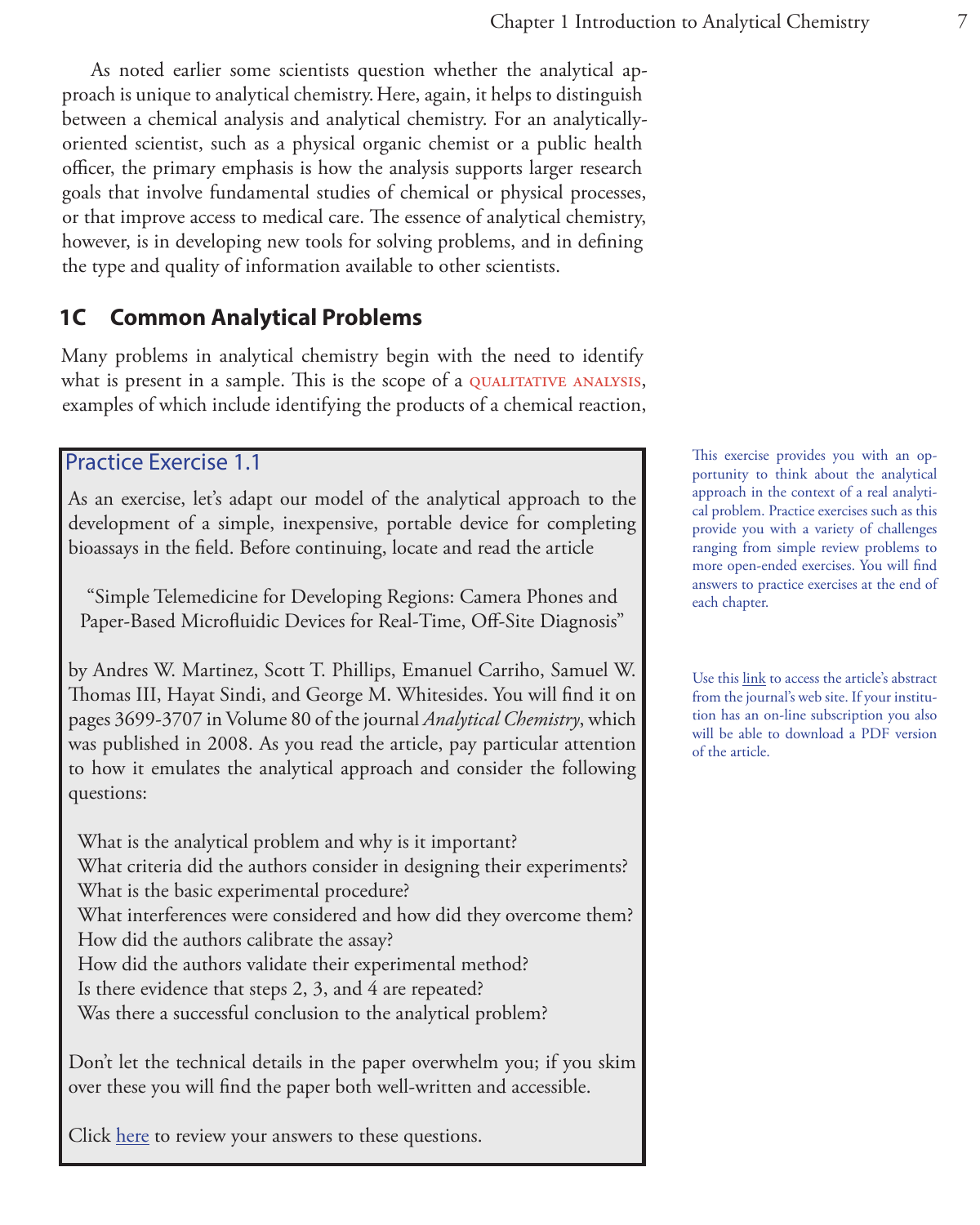As noted earlier some scientists question whether the analytical approach is unique to analytical chemistry. Here, again, it helps to distinguish between a chemical analysis and analytical chemistry. For an analytically-oriented scientist, such as a physical organic chemist or a public health officer, the primary emphasis is how the analysis supports larger research goals that involve fundamental studies of chemical or physical processes, or that improve access to medical care. The essence of analytical chemistry, however, is in developing new tools for solving problems, and in defining the type and quality of information available to other scientists.

## 1C Common Analytical Problems

Many problems in analytical chemistry begin with the need to identify what is present in a sample. This is the scope of a QUALITATIVE ANALYSIS, examples of which include identifying the products of a chemical reaction,

### Practice Exercise 1.1

As an exercise, let's adapt our model of the analytical approach to the development of a simple, inexpensive, portable device for completing bioassays in the field. Before continuing, locate and read the article

"Simple Telemedicine for Developing Regions: Camera Phones and Paper-Based Microfluidic Devices for Real-Time, Off-Site Diagnosis"

by Andres W. Martinez, Scott T. Phillips, Emanuel Carriho, Samuel W. Thomas III, Hayat Sindi, and George M. Whitesides. You will find it on pages 3699-3707 in Volume 80 of the journal *Analytical Chemistry*, which was published in 2008. As you read the article, pay particular attention to how it emulates the analytical approach and consider the following questions:

What is the analytical problem and why is it important?
What criteria did the authors consider in designing their experiments?
What is the basic experimental procedure?
What interferences were considered and how did they overcome them?
How did the authors calibrate the assay?
How did the authors validate their experimental method?
Is there evidence that steps 2, 3, and 4 are repeated?
Was there a successful conclusion to the analytical problem?

Don't let the technical details in the paper overwhelm you; if you skim over these you will find the paper both well-written and accessible.

Click here to review your answers to these questions.

This exercise provides you with an opportunity to think about the analytical approach in the context of a real analytical problem. Practice exercises such as this provide you with a variety of challenges ranging from simple review problems to more open-ended exercises. You will find answers to practice exercises at the end of each chapter.

Use this link to access the article's abstract from the journal's web site. If your institution has an on-line subscription you also will be able to download a PDF version of the article.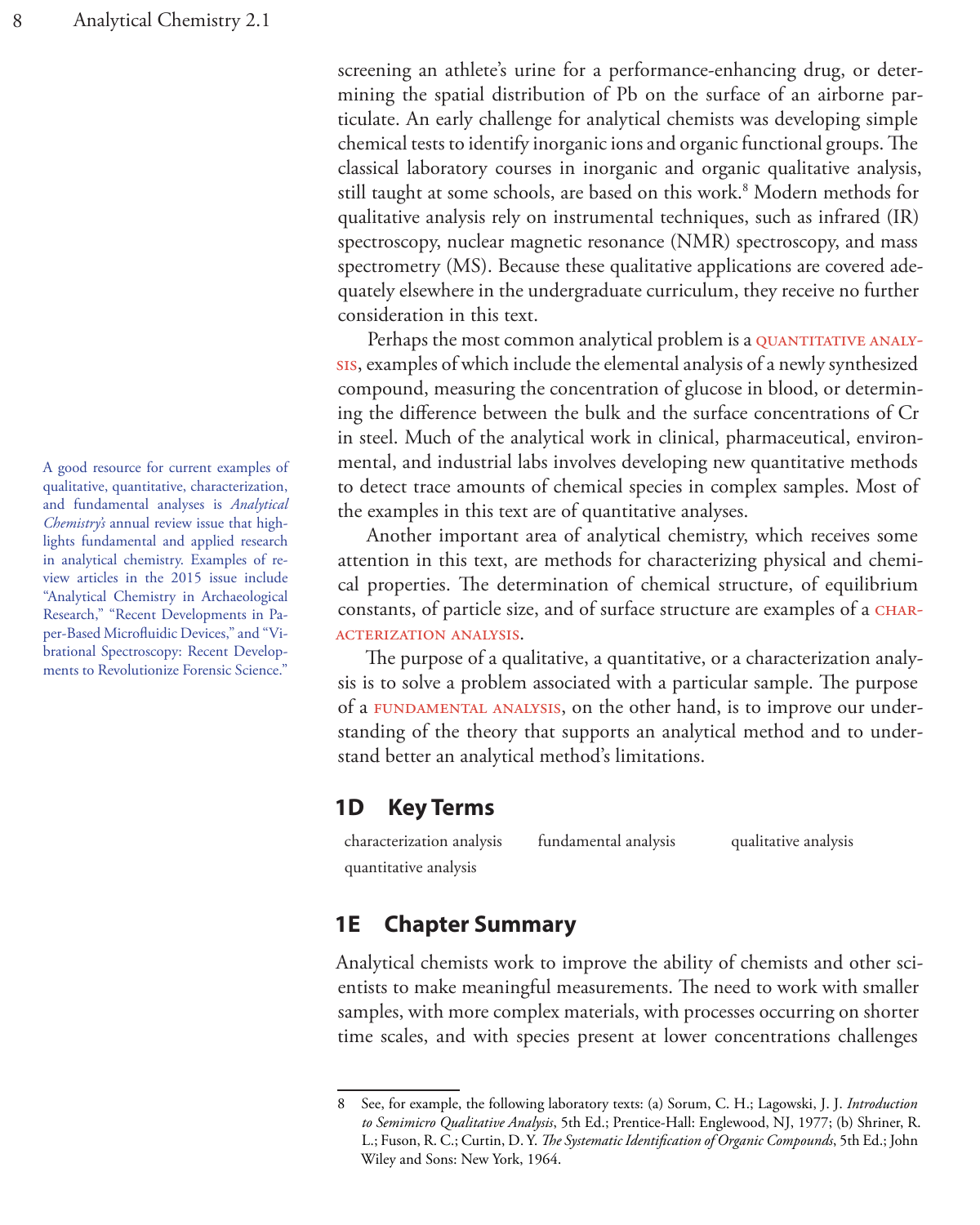screening an athlete's urine for a performance-enhancing drug, or determining the spatial distribution of Pb on the surface of an airborne particulate. An early challenge for analytical chemists was developing simple chemical tests to identify inorganic ions and organic functional groups. The classical laboratory courses in inorganic and organic qualitative analysis, still taught at some schools, are based on this work.[8] Modern methods for qualitative analysis rely on instrumental techniques, such as infrared (IR) spectroscopy, nuclear magnetic resonance (NMR) spectroscopy, and mass spectrometry (MS). Because these qualitative applications are covered adequately elsewhere in the undergraduate curriculum, they receive no further consideration in this text.

Perhaps the most common analytical problem is a QUANTITATIVE ANALYSIS, examples of which include the elemental analysis of a newly synthesized compound, measuring the concentration of glucose in blood, or determining the difference between the bulk and the surface concentrations of Cr in steel. Much of the analytical work in clinical, pharmaceutical, environmental, and industrial labs involves developing new quantitative methods to detect trace amounts of chemical species in complex samples. Most of the examples in this text are of quantitative analyses.

A good resource for current examples of qualitative, quantitative, characterization, and fundamental analyses is *Analytical Chemistry's* annual review issue that highlights fundamental and applied research in analytical chemistry. Examples of review articles in the 2015 issue include "Analytical Chemistry in Archaeological Research," "Recent Developments in Paper-Based Microfluidic Devices," and "Vibrational Spectroscopy: Recent Developments to Revolutionize Forensic Science."

Another important area of analytical chemistry, which receives some attention in this text, are methods for characterizing physical and chemical properties. The determination of chemical structure, of equilibrium constants, of particle size, and of surface structure are examples of a CHARACTERIZATION ANALYSIS.

The purpose of a qualitative, a quantitative, or a characterization analysis is to solve a problem associated with a particular sample. The purpose of a FUNDAMENTAL ANALYSIS, on the other hand, is to improve our understanding of the theory that supports an analytical method and to understand better an analytical method's limitations.

## 1D Key Terms

characterization analysis  
fundamental analysis  
qualitative analysis  
quantitative analysis

## 1E Chapter Summary

Analytical chemists work to improve the ability of chemists and other scientists to make meaningful measurements. The need to work with smaller samples, with more complex materials, with processes occurring on shorter time scales, and with species present at lower concentrations challenges

---

8 See, for example, the following laboratory texts: (a) Sorum, C. H.; Lagowski, J. J. *Introduction to Semimicro Qualitative Analysis*, 5th Ed.; Prentice-Hall: Englewood, NJ, 1977; (b) Shriner, R. L.; Fuson, R. C.; Curtin, D. Y. *The Systematic Identification of Organic Compounds*, 5th Ed.; John Wiley and Sons: New York, 1964.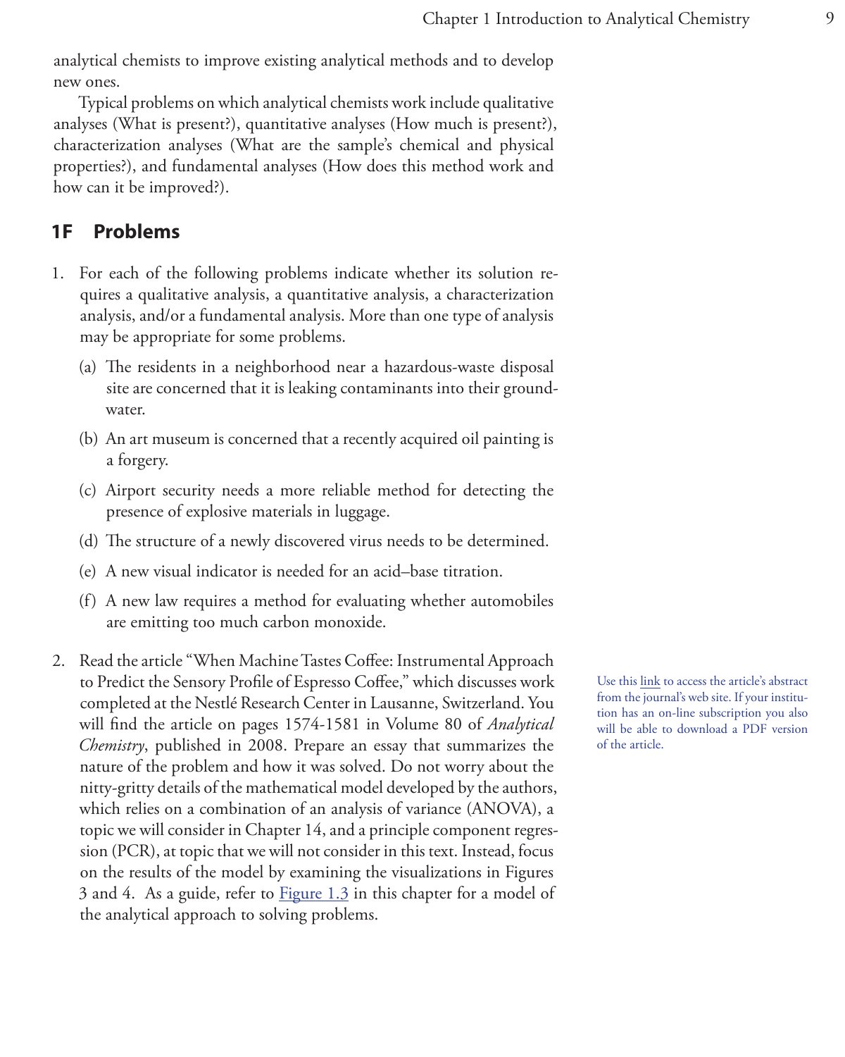analytical chemists to improve existing analytical methods and to develop new ones.

Typical problems on which analytical chemists work include qualitative analyses (What is present?), quantitative analyses (How much is present?), characterization analyses (What are the sample's chemical and physical properties?), and fundamental analyses (How does this method work and how can it be improved?).

## 1F Problems

1. For each of the following problems indicate whether its solution requires a qualitative analysis, a quantitative analysis, a characterization analysis, and/or a fundamental analysis. More than one type of analysis may be appropriate for some problems.

   (a) The residents in a neighborhood near a hazardous-waste disposal site are concerned that it is leaking contaminants into their groundwater.

   (b) An art museum is concerned that a recently acquired oil painting is a forgery.

   (c) Airport security needs a more reliable method for detecting the presence of explosive materials in luggage.

   (d) The structure of a newly discovered virus needs to be determined.

   (e) A new visual indicator is needed for an acid–base titration.

   (f) A new law requires a method for evaluating whether automobiles are emitting too much carbon monoxide.

2. Read the article "When Machine Tastes Coffee: Instrumental Approach to Predict the Sensory Profile of Espresso Coffee," which discusses work completed at the Nestlé Research Center in Lausanne, Switzerland. You will find the article on pages 1574-1581 in Volume 80 of *Analytical Chemistry*, published in 2008. Prepare an essay that summarizes the nature of the problem and how it was solved. Do not worry about the nitty-gritty details of the mathematical model developed by the authors, which relies on a combination of an analysis of variance (ANOVA), a topic we will consider in Chapter 14, and a principle component regression (PCR), at topic that we will not consider in this text. Instead, focus on the results of the model by examining the visualizations in Figures 3 and 4. As a guide, refer to Figure 1.3 in this chapter for a model of the analytical approach to solving problems.

Use this link to access the article's abstract from the journal's web site. If your institution has an on-line subscription you also will be able to download a PDF version of the article.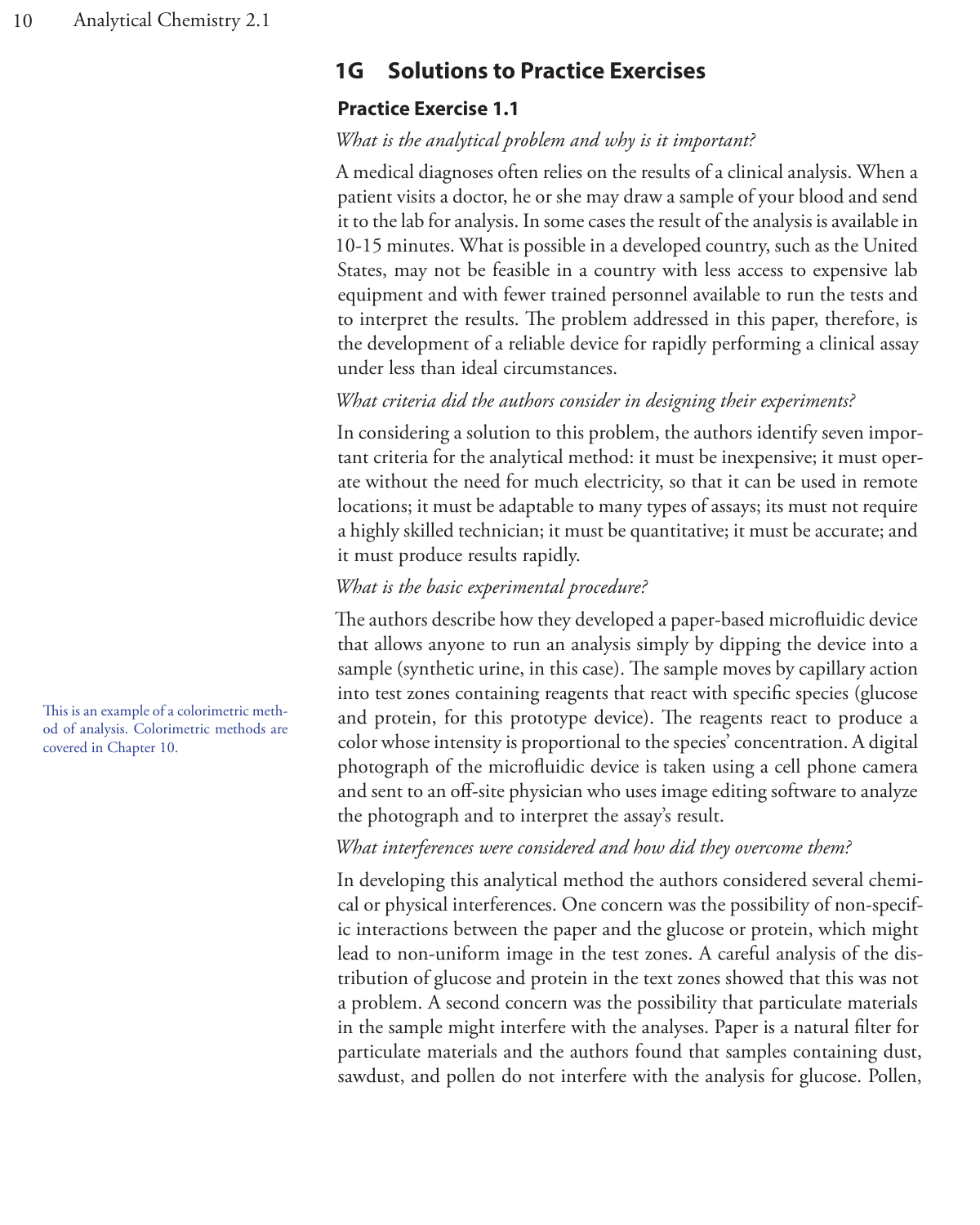## 1G Solutions to Practice Exercises

### Practice Exercise 1.1

*What is the analytical problem and why is it important?*

A medical diagnoses often relies on the results of a clinical analysis. When a patient visits a doctor, he or she may draw a sample of your blood and send it to the lab for analysis. In some cases the result of the analysis is available in 10-15 minutes. What is possible in a developed country, such as the United States, may not be feasible in a country with less access to expensive lab equipment and with fewer trained personnel available to run the tests and to interpret the results. The problem addressed in this paper, therefore, is the development of a reliable device for rapidly performing a clinical assay under less than ideal circumstances.

*What criteria did the authors consider in designing their experiments?*

In considering a solution to this problem, the authors identify seven important criteria for the analytical method: it must be inexpensive; it must operate without the need for much electricity, so that it can be used in remote locations; it must be adaptable to many types of assays; its must not require a highly skilled technician; it must be quantitative; it must be accurate; and it must produce results rapidly.

*What is the basic experimental procedure?*

The authors describe how they developed a paper-based microfluidic device that allows anyone to run an analysis simply by dipping the device into a sample (synthetic urine, in this case). The sample moves by capillary action into test zones containing reagents that react with specific species (glucose and protein, for this prototype device). The reagents react to produce a color whose intensity is proportional to the species' concentration. A digital photograph of the microfluidic device is taken using a cell phone camera and sent to an off-site physician who uses image editing software to analyze the photograph and to interpret the assay's result.

This is an example of a colorimetric method of analysis. Colorimetric methods are covered in Chapter 10.

*What interferences were considered and how did they overcome them?*

In developing this analytical method the authors considered several chemical or physical interferences. One concern was the possibility of non-specific interactions between the paper and the glucose or protein, which might lead to non-uniform image in the test zones. A careful analysis of the distribution of glucose and protein in the text zones showed that this was not a problem. A second concern was the possibility that particulate materials in the sample might interfere with the analyses. Paper is a natural filter for particulate materials and the authors found that samples containing dust, sawdust, and pollen do not interfere with the analysis for glucose. Pollen,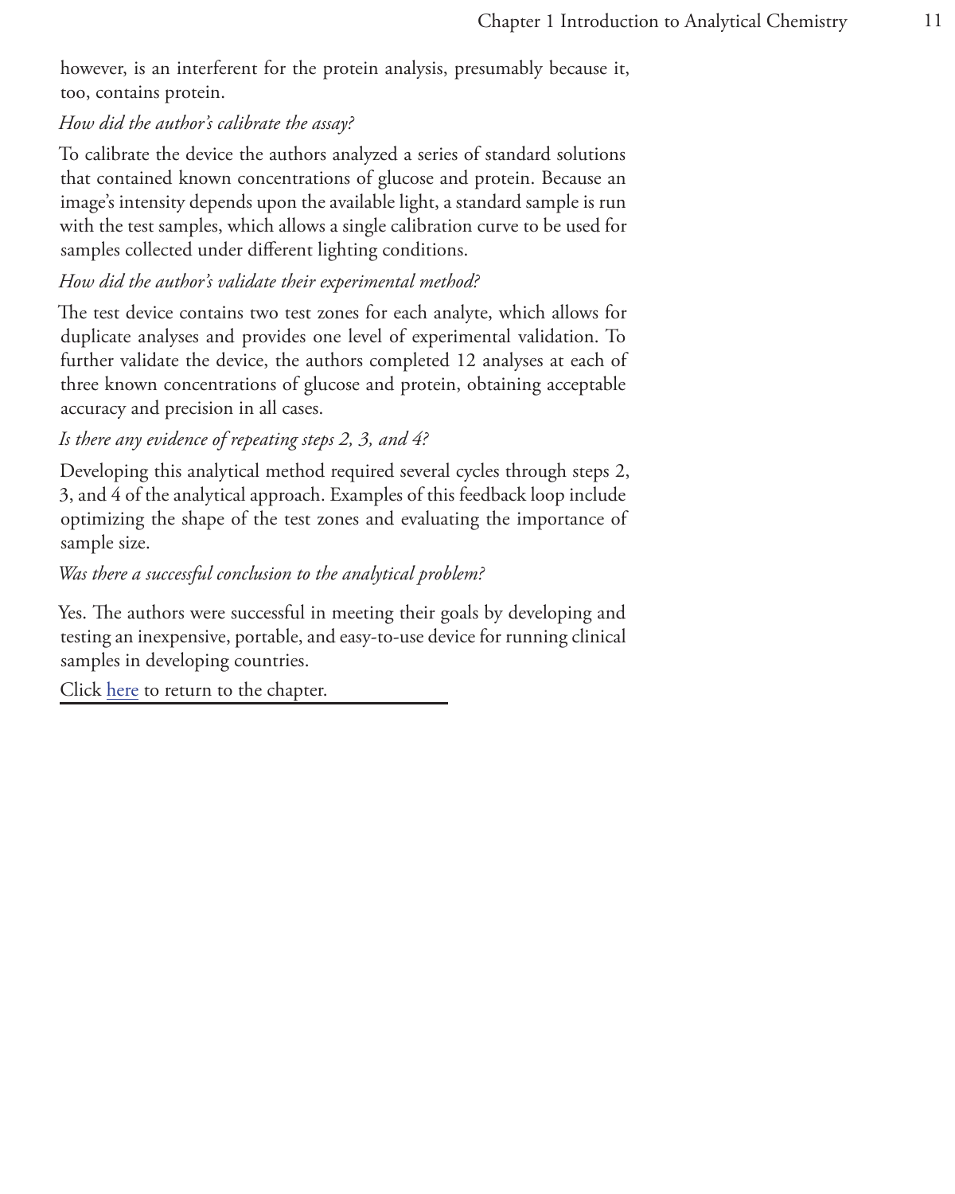however, is an interferent for the protein analysis, presumably because it, too, contains protein.

*How did the author's calibrate the assay?*

To calibrate the device the authors analyzed a series of standard solutions that contained known concentrations of glucose and protein. Because an image's intensity depends upon the available light, a standard sample is run with the test samples, which allows a single calibration curve to be used for samples collected under different lighting conditions.

*How did the author's validate their experimental method?*

The test device contains two test zones for each analyte, which allows for duplicate analyses and provides one level of experimental validation. To further validate the device, the authors completed 12 analyses at each of three known concentrations of glucose and protein, obtaining acceptable accuracy and precision in all cases.

*Is there any evidence of repeating steps 2, 3, and 4?*

Developing this analytical method required several cycles through steps 2, 3, and 4 of the analytical approach. Examples of this feedback loop include optimizing the shape of the test zones and evaluating the importance of sample size.

*Was there a successful conclusion to the analytical problem?*

Yes. The authors were successful in meeting their goals by developing and testing an inexpensive, portable, and easy-to-use device for running clinical samples in developing countries.

Click here to return to the chapter.